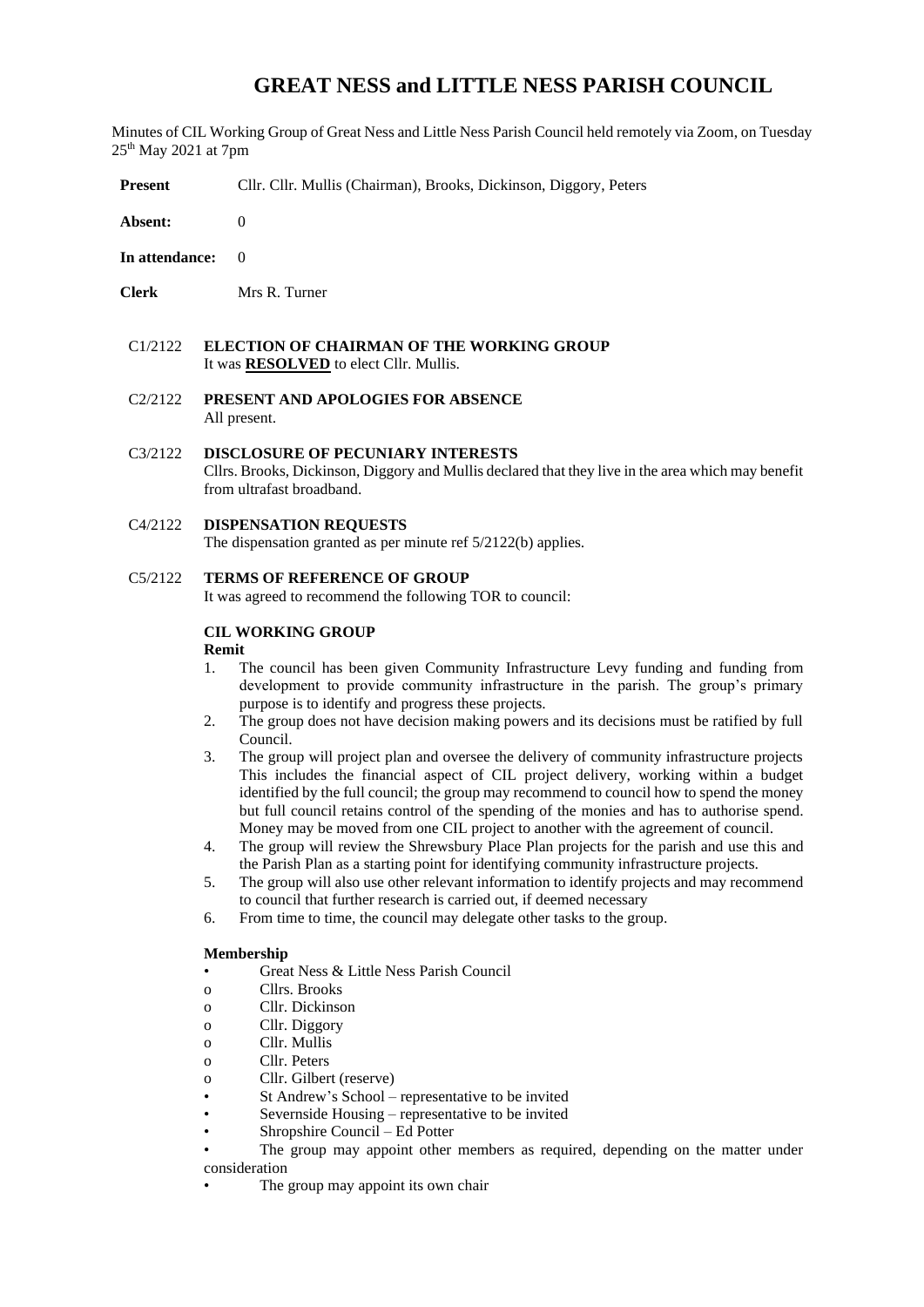# GREAT NESS and LITTLE NESS PARISH COUNCIL

Minutes of CIL Working Group of Great Ness and Little Ness Parish Council held remotely via Zoom, on Tuesday 25th May 2021 at 7pm

**Present** Cllr. Cllr. Mullis (Chairman), Brooks, Dickinson, Diggory, Peters

**Absent:** 0

**In attendance:** 0

**Clerk** Mrs R. Turner

C1/2122 **ELECTION OF CHAIRMAN OF THE WORKING GROUP**
It was **RESOLVED** to elect Cllr. Mullis.

C2/2122 **PRESENT AND APOLOGIES FOR ABSENCE**
All present.

C3/2122 **DISCLOSURE OF PECUNIARY INTERESTS**
Cllrs. Brooks, Dickinson, Diggory and Mullis declared that they live in the area which may benefit from ultrafast broadband.

C4/2122 **DISPENSATION REQUESTS**
The dispensation granted as per minute ref 5/2122(b) applies.

C5/2122 **TERMS OF REFERENCE OF GROUP**
It was agreed to recommend the following TOR to council:

**CIL WORKING GROUP**

**Remit**

1. The council has been given Community Infrastructure Levy funding and funding from development to provide community infrastructure in the parish. The group's primary purpose is to identify and progress these projects.
2. The group does not have decision making powers and its decisions must be ratified by full Council.
3. The group will project plan and oversee the delivery of community infrastructure projects This includes the financial aspect of CIL project delivery, working within a budget identified by the full council; the group may recommend to council how to spend the money but full council retains control of the spending of the monies and has to authorise spend. Money may be moved from one CIL project to another with the agreement of council.
4. The group will review the Shrewsbury Place Plan projects for the parish and use this and the Parish Plan as a starting point for identifying community infrastructure projects.
5. The group will also use other relevant information to identify projects and may recommend to council that further research is carried out, if deemed necessary
6. From time to time, the council may delegate other tasks to the group.

**Membership**

- Great Ness & Little Ness Parish Council
  - Cllrs. Brooks
  - Cllr. Dickinson
  - Cllr. Diggory
  - Cllr. Mullis
  - Cllr. Peters
  - Cllr. Gilbert (reserve)
- St Andrew's School – representative to be invited
- Severnside Housing – representative to be invited
- Shropshire Council – Ed Potter
- The group may appoint other members as required, depending on the matter under consideration
- The group may appoint its own chair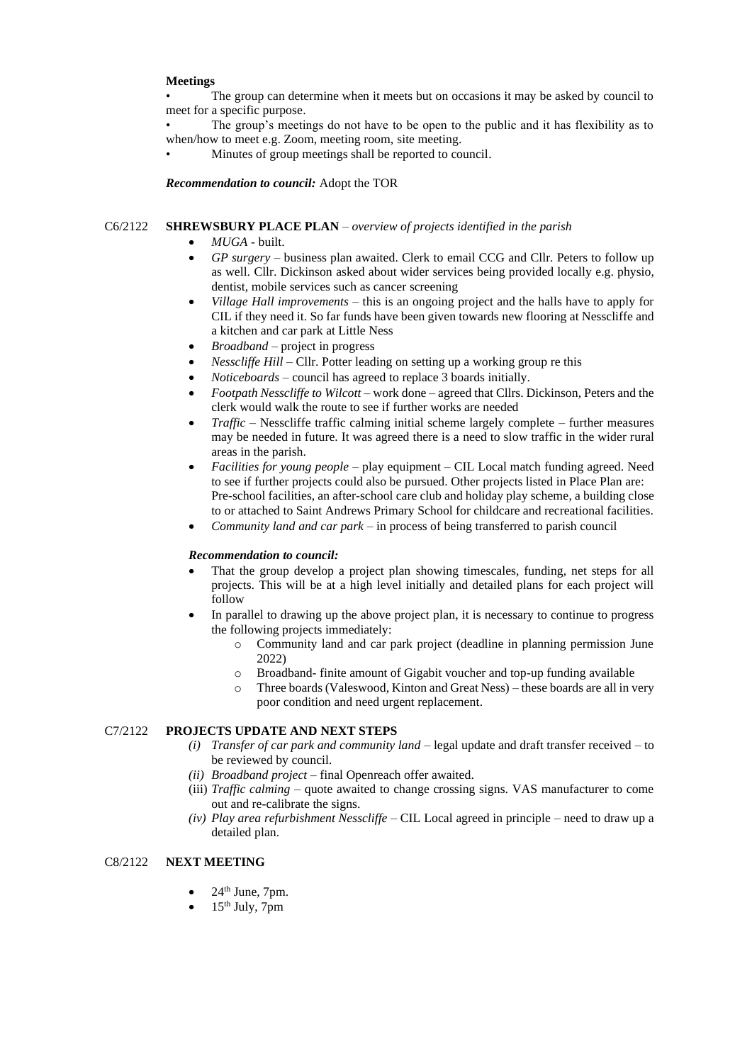**Meetings**

- The group can determine when it meets but on occasions it may be asked by council to meet for a specific purpose.
- The group's meetings do not have to be open to the public and it has flexibility as to when/how to meet e.g. Zoom, meeting room, site meeting.
- Minutes of group meetings shall be reported to council.

***Recommendation to council:*** Adopt the TOR

C6/2122 **SHREWSBURY PLACE PLAN** – *overview of projects identified in the parish*

- *MUGA* - built.
- *GP surgery* – business plan awaited. Clerk to email CCG and Cllr. Peters to follow up as well. Cllr. Dickinson asked about wider services being provided locally e.g. physio, dentist, mobile services such as cancer screening
- *Village Hall improvements* – this is an ongoing project and the halls have to apply for CIL if they need it. So far funds have been given towards new flooring at Nesscliffe and a kitchen and car park at Little Ness
- *Broadband* – project in progress
- *Nesscliffe Hill* – Cllr. Potter leading on setting up a working group re this
- *Noticeboards* – council has agreed to replace 3 boards initially.
- *Footpath Nesscliffe to Wilcott* – work done – agreed that Cllrs. Dickinson, Peters and the clerk would walk the route to see if further works are needed
- *Traffic* – Nesscliffe traffic calming initial scheme largely complete – further measures may be needed in future. It was agreed there is a need to slow traffic in the wider rural areas in the parish.
- *Facilities for young people* – play equipment – CIL Local match funding agreed. Need to see if further projects could also be pursued. Other projects listed in Place Plan are: Pre-school facilities, an after-school care club and holiday play scheme, a building close to or attached to Saint Andrews Primary School for childcare and recreational facilities.
- *Community land and car park* – in process of being transferred to parish council

***Recommendation to council:***

- That the group develop a project plan showing timescales, funding, net steps for all projects. This will be at a high level initially and detailed plans for each project will follow
- In parallel to drawing up the above project plan, it is necessary to continue to progress the following projects immediately:
  - Community land and car park project (deadline in planning permission June 2022)
  - Broadband- finite amount of Gigabit voucher and top-up funding available
  - Three boards (Valeswood, Kinton and Great Ness) – these boards are all in very poor condition and need urgent replacement.

C7/2122 **PROJECTS UPDATE AND NEXT STEPS**

*(i) Transfer of car park and community land* – legal update and draft transfer received – to be reviewed by council.
*(ii) Broadband project* – final Openreach offer awaited.
(iii) *Traffic calming* – quote awaited to change crossing signs. VAS manufacturer to come out and re-calibrate the signs.
*(iv) Play area refurbishment Nesscliffe* – CIL Local agreed in principle – need to draw up a detailed plan.

C8/2122 **NEXT MEETING**

- 24th June, 7pm.
- 15th July, 7pm